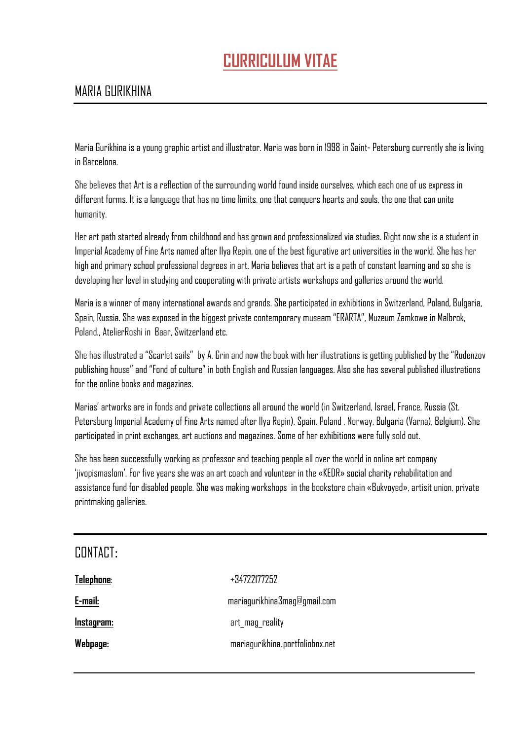# CURRICULUM VITAE

## MARIA GURIKHINA

Maria Gurikhina is a young graphic artist and illustrator. Maria was born in 1998 in Saint- Petersburg currently she is living in Barcelona.

She believes that Art is a reflection of the surrounding world found inside ourselves, which each one of us express in different forms. It is a language that has no time limits, one that conquers hearts and souls, the one that can unite humanity.

Her art path started already from childhood and has grown and professionalized via studies. Right now she is a student in Imperial Academy of Fine Arts named after Ilya Repin, one of the best figurative art universities in the world. She has her high and primary school professional degrees in art. Maria believes that art is a path of constant learning and so she is developing her level in studying and cooperating with private artists workshops and galleries around the world.

Maria is a winner of many international awards and grands. She participated in exhibitions in Switzerland, Poland, Bulgaria, Spain, Russia. She was exposed in the biggest private contemporary museam "ERARTA", Muzeum Zamkowe in Malbrok, Poland., AtelierRoshi in Baar, Switzerland etc.

She has illustrated a "Scarlet sails" by A. Grin and now the book with her illustrations is getting published by the "Rudenzov publishing house" and "Fond of culture" in both English and Russian languages. Also she has several published illustrations for the online books and magazines.

Marias' artworks are in fonds and private collections all around the world (in Switzerland, Israel, France, Russia (St. Petersburg Imperial Academy of Fine Arts named after Ilya Repin), Spain, Poland , Norway, Bulgaria (Varna), Belgium). She participated in print exchanges, art auctions and magazines. Some of her exhibitions were fully sold out.

She has been successfully working as professor and teaching people all over the world in online art company 'jivopismaslom'. For five years she was an art coach and volunteer in the «KEDR» social charity rehabilitation and assistance fund for disabled people. She was making workshops in the bookstore chain «Bukvoyed», artisit union, private printmaking galleries.

## CONTACT:

| | |
|---|---|
| **Telephone**: | +34722177252 |
| **E-mail:** | mariagurikhina3mag@gmail.com |
| **Instagram:** | art_mag_reality |
| **Webpage:** | mariagurikhina.portfoliobox.net |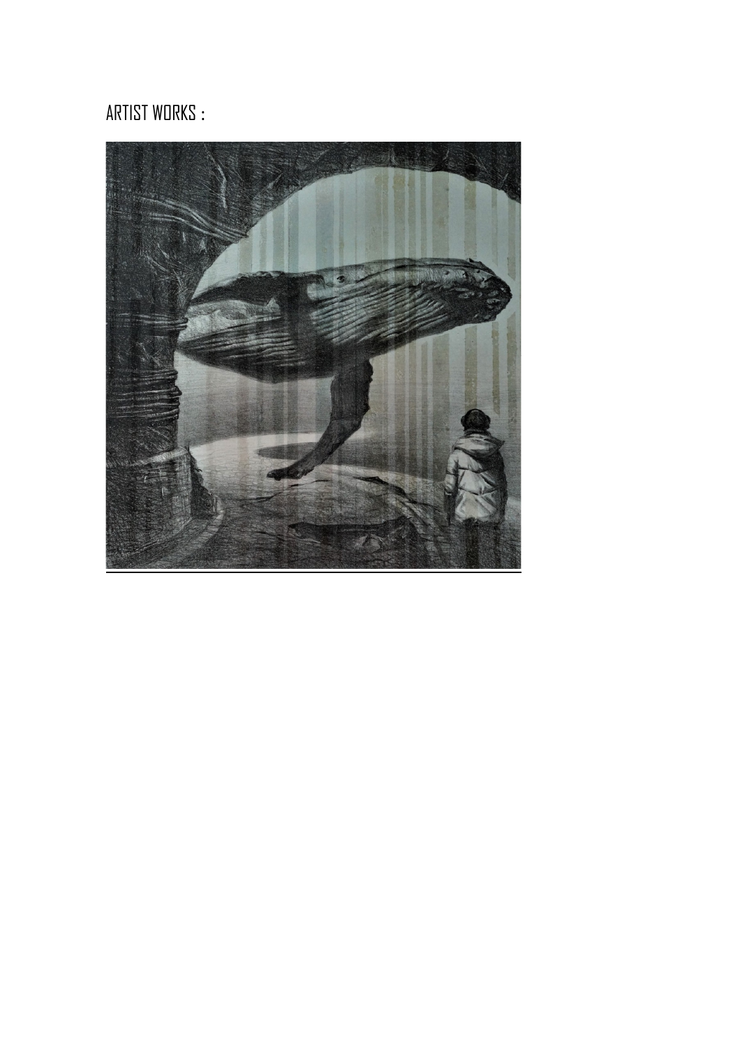ARTIST WORKS :